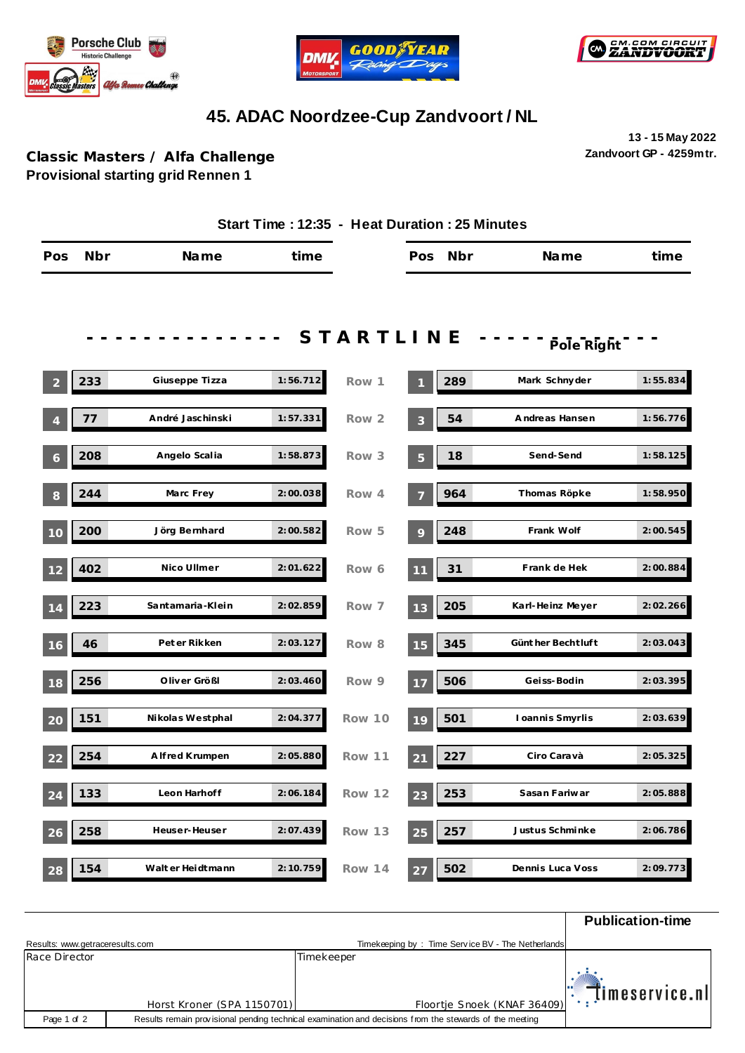# 45. ADAC Noordzee-Cup Zandvoort / NL

**13 - 15 May 2022**
**Zandvoort GP - 4259mtr.**

## Classic Masters / Alfa Challenge

**Provisional starting grid Rennen 1**

**Start Time : 12:35 - Heat Duration : 25 Minutes**

- - - - - - - - - - - - - - - S T A R T L I N E - - - - - - - - - - - - Pole Right

| Pos | Nbr | Name | time | Row | Pos | Nbr | Name | time |
|---|---|---|---|---|---|---|---|---|
| 2 | 233 | Giuseppe Tizza | 1:56.712 | Row 1 | 1 | 289 | Mark Schnyder | 1:55.834 |
| 4 | 77 | André Jaschinski | 1:57.331 | Row 2 | 3 | 54 | Andreas Hansen | 1:56.776 |
| 6 | 208 | Angelo Scalia | 1:58.873 | Row 3 | 5 | 18 | Send-Send | 1:58.125 |
| 8 | 244 | Marc Frey | 2:00.038 | Row 4 | 7 | 964 | Thomas Röpke | 1:58.950 |
| 10 | 200 | Jörg Bernhard | 2:00.582 | Row 5 | 9 | 248 | Frank Wolf | 2:00.545 |
| 12 | 402 | Nico Ullmer | 2:01.622 | Row 6 | 11 | 31 | Frank de Hek | 2:00.884 |
| 14 | 223 | Santamaria-Klein | 2:02.859 | Row 7 | 13 | 205 | Karl-Heinz Meyer | 2:02.266 |
| 16 | 46 | Peter Rikken | 2:03.127 | Row 8 | 15 | 345 | Günther Bechtluft | 2:03.043 |
| 18 | 256 | Oliver Größl | 2:03.460 | Row 9 | 17 | 506 | Geiss-Bodin | 2:03.395 |
| 20 | 151 | Nikolas Westphal | 2:04.377 | Row 10 | 19 | 501 | Ioannis Smyrlis | 2:03.639 |
| 22 | 254 | Alfred Krumpen | 2:05.880 | Row 11 | 21 | 227 | Ciro Caravà | 2:05.325 |
| 24 | 133 | Leon Harhoff | 2:06.184 | Row 12 | 23 | 253 | Sasan Fariwar | 2:05.888 |
| 26 | 258 | Heuser-Heuser | 2:07.439 | Row 13 | 25 | 257 | Justus Schminke | 2:06.786 |
| 28 | 154 | Walter Heidtmann | 2:10.759 | Row 14 | 27 | 502 | Dennis Luca Voss | 2:09.773 |

Results: www.getraceresults.com

Timekeeping by : Time Service BV - The Netherlands

**Publication-time**

| Race Director | Timekeeper |
|---|---|
| Horst Kroner (SPA 1150701) | Floortje Snoek (KNAF 36409) |

Results remain provisional pending technical examination and decisions from the stewards of the meeting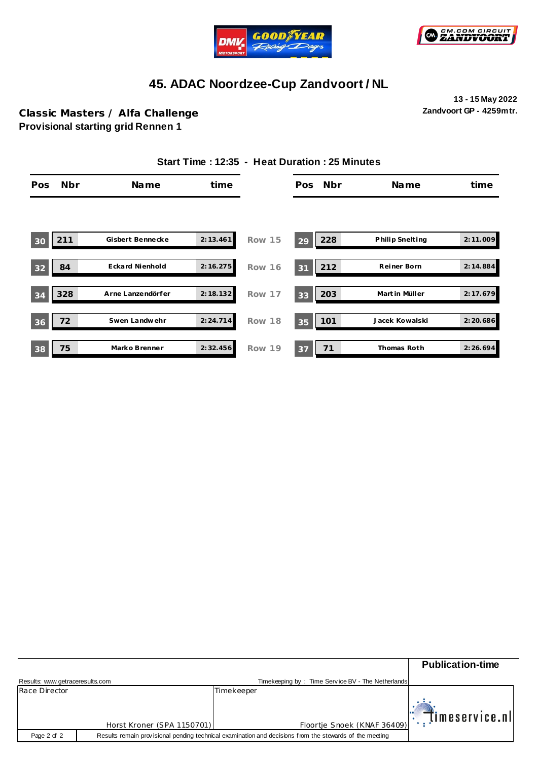# 45. ADAC Noordzee-Cup Zandvoort / NL

**13 - 15 May 2022**
**Zandvoort GP - 4259mtr.**

## Classic Masters / Alfa Challenge

**Provisional starting grid Rennen 1**

**Start Time : 12:35 - Heat Duration : 25 Minutes**

| Pos | Nbr | Name | time | | Pos | Nbr | Name | time |
|---|---|---|---|---|---|---|---|---|
| 30 | 211 | Gisbert Bennecke | 2:13.461 | Row 15 | 29 | 228 | Philip Snelting | 2:11.009 |
| 32 | 84 | Eckard Nienhold | 2:16.275 | Row 16 | 31 | 212 | Reiner Born | 2:14.884 |
| 34 | 328 | Arne Lanzendörfer | 2:18.132 | Row 17 | 33 | 203 | Martin Müller | 2:17.679 |
| 36 | 72 | Swen Landwehr | 2:24.714 | Row 18 | 35 | 101 | Jacek Kowalski | 2:20.686 |
| 38 | 75 | Marko Brenner | 2:32.456 | Row 19 | 37 | 71 | Thomas Roth | 2:26.694 |

**Publication-time**

Results: www.getraceresults.com

Timekeeping by : Time Service BV - The Netherlands

| Race Director | Timekeeper |
|---|---|
| Horst Kroner (SPA 1150701) | Floortje Snoek (KNAF 36409) |

timeservice.nl

Results remain provisional pending technical examination and decisions from the stewards of the meeting